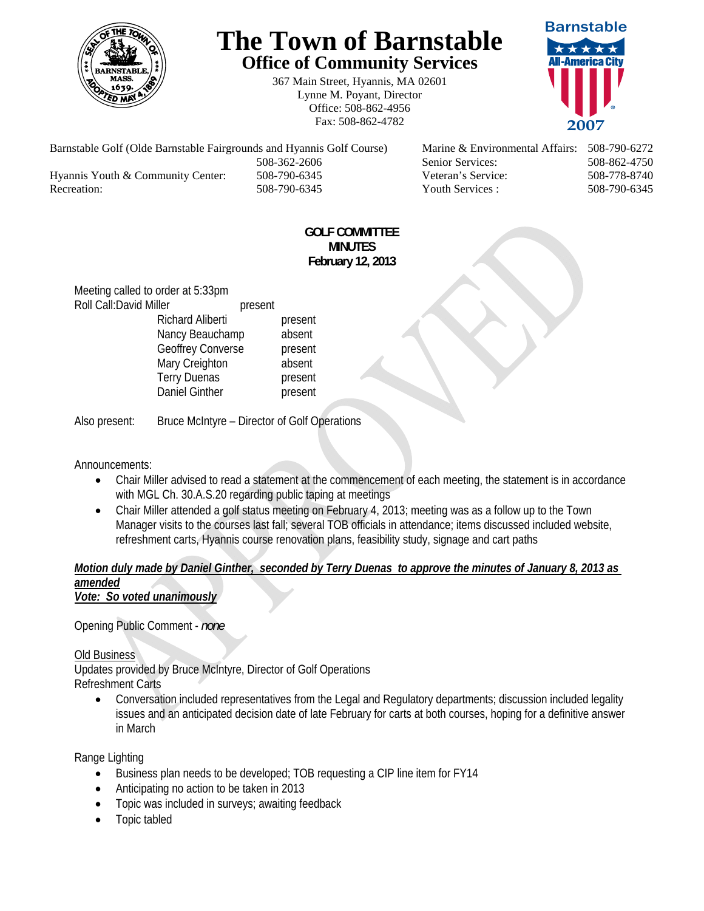# The Town of Barnstable

## Office of Community Services

367 Main Street, Hyannis, MA 02601
Lynne M. Poyant, Director
Office: 508-862-4956
Fax: 508-862-4782

| | | | |
|---|---|---|---|
| Barnstable Golf (Olde Barnstable Fairgrounds and Hyannis Golf Course) | 508-362-2606 | Marine & Environmental Affairs: | 508-790-6272 |
| | | Senior Services: | 508-862-4750 |
| Hyannis Youth & Community Center: | 508-790-6345 | Veteran's Service: | 508-778-8740 |
| Recreation: | 508-790-6345 | Youth Services : | 508-790-6345 |

**GOLF COMMITTEE**
**MINUTES**
**February 12, 2013**

Meeting called to order at 5:33pm

Roll Call:

| | |
|---|---|
| David Miller | present |
| Richard Aliberti | present |
| Nancy Beauchamp | absent |
| Geoffrey Converse | present |
| Mary Creighton | absent |
| Terry Duenas | present |
| Daniel Ginther | present |

Also present: Bruce McIntyre – Director of Golf Operations

Announcements:

- Chair Miller advised to read a statement at the commencement of each meeting, the statement is in accordance with MGL Ch. 30.A.S.20 regarding public taping at meetings
- Chair Miller attended a golf status meeting on February 4, 2013; meeting was as a follow up to the Town Manager visits to the courses last fall; several TOB officials in attendance; items discussed included website, refreshment carts, Hyannis course renovation plans, feasibility study, signage and cart paths

***Motion duly made by Daniel Ginther, seconded by Terry Duenas to approve the minutes of January 8, 2013 as amended***
***Vote: So voted unanimously***

Opening Public Comment - *none*

Old Business
Updates provided by Bruce McIntyre, Director of Golf Operations
Refreshment Carts

- Conversation included representatives from the Legal and Regulatory departments; discussion included legality issues and an anticipated decision date of late February for carts at both courses, hoping for a definitive answer in March

Range Lighting

- Business plan needs to be developed; TOB requesting a CIP line item for FY14
- Anticipating no action to be taken in 2013
- Topic was included in surveys; awaiting feedback
- Topic tabled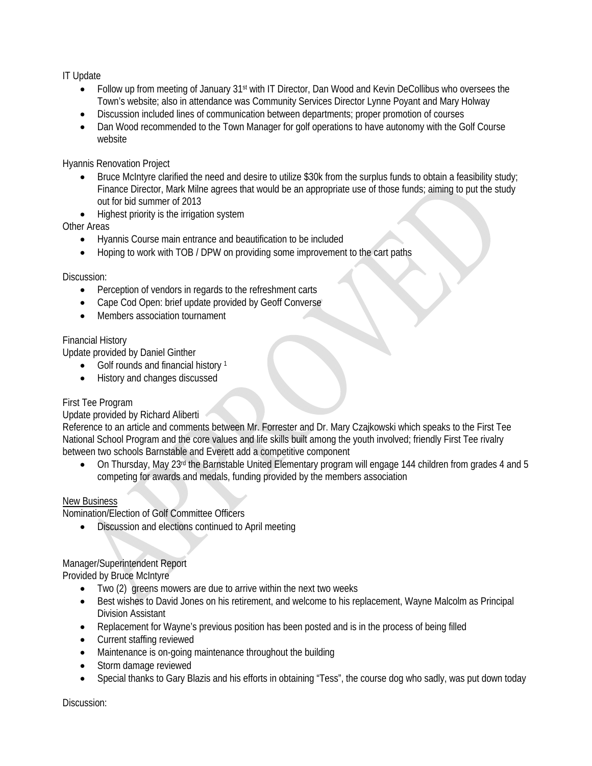IT Update

- Follow up from meeting of January 31st with IT Director, Dan Wood and Kevin DeCollibus who oversees the Town's website; also in attendance was Community Services Director Lynne Poyant and Mary Holway
- Discussion included lines of communication between departments; proper promotion of courses
- Dan Wood recommended to the Town Manager for golf operations to have autonomy with the Golf Course website

Hyannis Renovation Project

- Bruce McIntyre clarified the need and desire to utilize $30k from the surplus funds to obtain a feasibility study; Finance Director, Mark Milne agrees that would be an appropriate use of those funds; aiming to put the study out for bid summer of 2013
- Highest priority is the irrigation system

Other Areas

- Hyannis Course main entrance and beautification to be included
- Hoping to work with TOB / DPW on providing some improvement to the cart paths

Discussion:

- Perception of vendors in regards to the refreshment carts
- Cape Cod Open: brief update provided by Geoff Converse
- Members association tournament

Financial History

Update provided by Daniel Ginther

- Golf rounds and financial history [1]
- History and changes discussed

First Tee Program

Update provided by Richard Aliberti

Reference to an article and comments between Mr. Forrester and Dr. Mary Czajkowski which speaks to the First Tee National School Program and the core values and life skills built among the youth involved; friendly First Tee rivalry between two schools Barnstable and Everett add a competitive component

- On Thursday, May 23rd the Barnstable United Elementary program will engage 144 children from grades 4 and 5 competing for awards and medals, funding provided by the members association

<u>New Business</u>

Nomination/Election of Golf Committee Officers

- Discussion and elections continued to April meeting

Manager/Superintendent Report

Provided by Bruce McIntyre

- Two (2) greens mowers are due to arrive within the next two weeks
- Best wishes to David Jones on his retirement, and welcome to his replacement, Wayne Malcolm as Principal Division Assistant
- Replacement for Wayne's previous position has been posted and is in the process of being filled
- Current staffing reviewed
- Maintenance is on-going maintenance throughout the building
- Storm damage reviewed
- Special thanks to Gary Blazis and his efforts in obtaining "Tess", the course dog who sadly, was put down today

Discussion: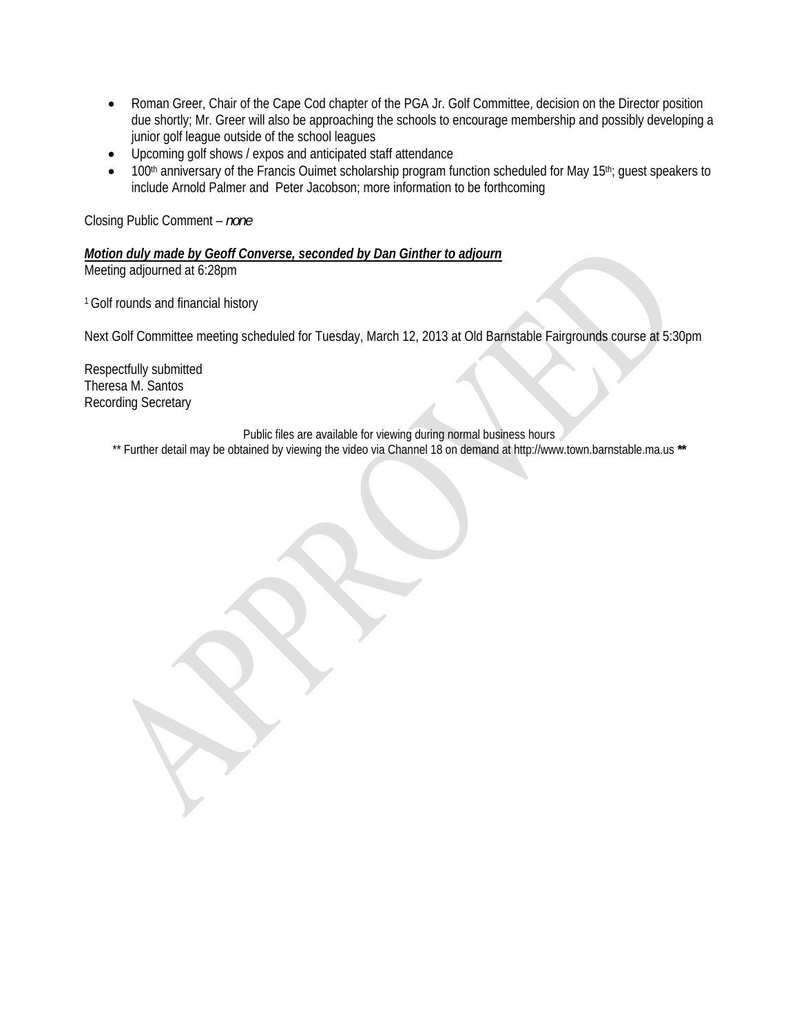- Roman Greer, Chair of the Cape Cod chapter of the PGA Jr. Golf Committee, decision on the Director position due shortly; Mr. Greer will also be approaching the schools to encourage membership and possibly developing a junior golf league outside of the school leagues
- Upcoming golf shows / expos and anticipated staff attendance
- 100th anniversary of the Francis Ouimet scholarship program function scheduled for May 15th; guest speakers to include Arnold Palmer and Peter Jacobson; more information to be forthcoming

Closing Public Comment – *none*

***Motion duly made by Geoff Converse, seconded by Dan Ginther to adjourn***
Meeting adjourned at 6:28pm

[1] Golf rounds and financial history

Next Golf Committee meeting scheduled for Tuesday, March 12, 2013 at Old Barnstable Fairgrounds course at 5:30pm

Respectfully submitted
Theresa M. Santos
Recording Secretary

Public files are available for viewing during normal business hours
** Further detail may be obtained by viewing the video via Channel 18 on demand at http://www.town.barnstable.ma.us **